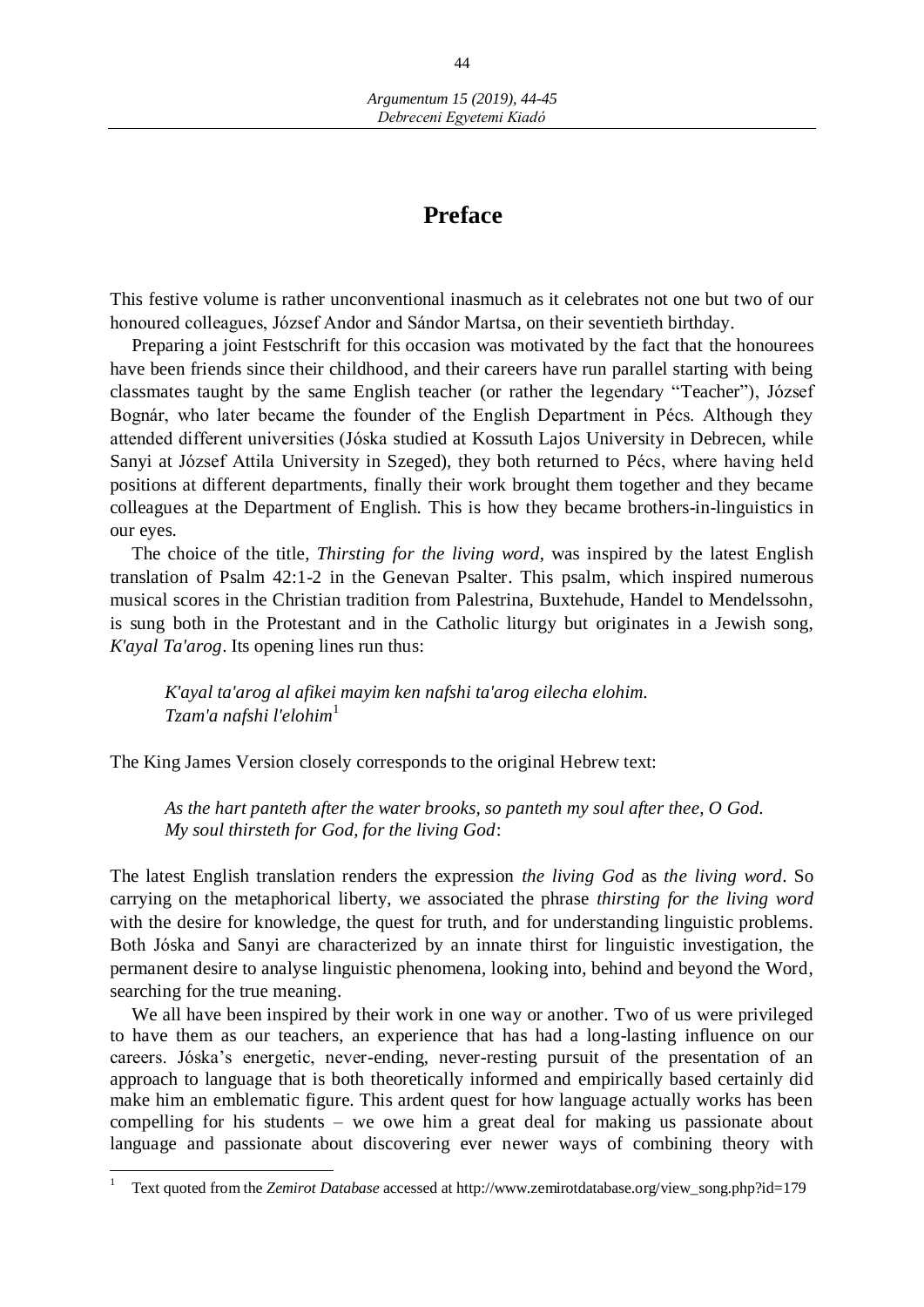# Preface

This festive volume is rather unconventional inasmuch as it celebrates not one but two of our honoured colleagues, József Andor and Sándor Martsa, on their seventieth birthday.

Preparing a joint Festschrift for this occasion was motivated by the fact that the honourees have been friends since their childhood, and their careers have run parallel starting with being classmates taught by the same English teacher (or rather the legendary "Teacher"), József Bognár, who later became the founder of the English Department in Pécs. Although they attended different universities (Jóska studied at Kossuth Lajos University in Debrecen, while Sanyi at József Attila University in Szeged), they both returned to Pécs, where having held positions at different departments, finally their work brought them together and they became colleagues at the Department of English. This is how they became brothers-in-linguistics in our eyes.

The choice of the title, *Thirsting for the living word*, was inspired by the latest English translation of Psalm 42:1-2 in the Genevan Psalter. This psalm, which inspired numerous musical scores in the Christian tradition from Palestrina, Buxtehude, Handel to Mendelssohn, is sung both in the Protestant and in the Catholic liturgy but originates in a Jewish song, *K'ayal Ta'arog*. Its opening lines run thus:

> *K'ayal ta'arog al afikei mayim ken nafshi ta'arog eilecha elohim.*
> *Tzam'a nafshi l'elohim*[1]

The King James Version closely corresponds to the original Hebrew text:

> *As the hart panteth after the water brooks, so panteth my soul after thee, O God.*
> *My soul thirsteth for God, for the living God*:

The latest English translation renders the expression *the living God* as *the living word*. So carrying on the metaphorical liberty, we associated the phrase *thirsting for the living word* with the desire for knowledge, the quest for truth, and for understanding linguistic problems. Both Jóska and Sanyi are characterized by an innate thirst for linguistic investigation, the permanent desire to analyse linguistic phenomena, looking into, behind and beyond the Word, searching for the true meaning.

We all have been inspired by their work in one way or another. Two of us were privileged to have them as our teachers, an experience that has had a long-lasting influence on our careers. Jóska's energetic, never-ending, never-resting pursuit of the presentation of an approach to language that is both theoretically informed and empirically based certainly did make him an emblematic figure. This ardent quest for how language actually works has been compelling for his students – we owe him a great deal for making us passionate about language and passionate about discovering ever newer ways of combining theory with

---

[1] Text quoted from the *Zemirot Database* accessed at http://www.zemirotdatabase.org/view_song.php?id=179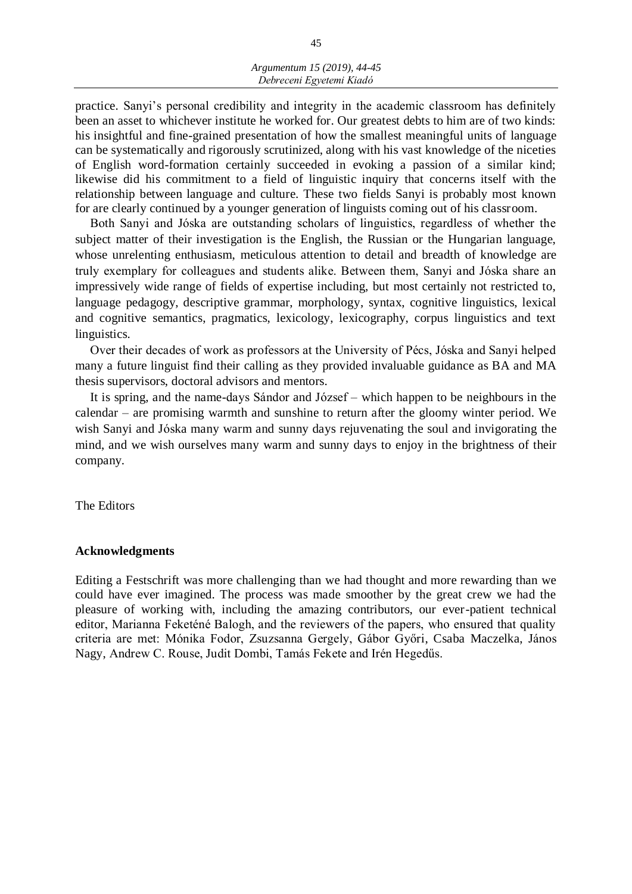practice. Sanyi's personal credibility and integrity in the academic classroom has definitely been an asset to whichever institute he worked for. Our greatest debts to him are of two kinds: his insightful and fine-grained presentation of how the smallest meaningful units of language can be systematically and rigorously scrutinized, along with his vast knowledge of the niceties of English word-formation certainly succeeded in evoking a passion of a similar kind; likewise did his commitment to a field of linguistic inquiry that concerns itself with the relationship between language and culture. These two fields Sanyi is probably most known for are clearly continued by a younger generation of linguists coming out of his classroom.

Both Sanyi and Jóska are outstanding scholars of linguistics, regardless of whether the subject matter of their investigation is the English, the Russian or the Hungarian language, whose unrelenting enthusiasm, meticulous attention to detail and breadth of knowledge are truly exemplary for colleagues and students alike. Between them, Sanyi and Jóska share an impressively wide range of fields of expertise including, but most certainly not restricted to, language pedagogy, descriptive grammar, morphology, syntax, cognitive linguistics, lexical and cognitive semantics, pragmatics, lexicology, lexicography, corpus linguistics and text linguistics.

Over their decades of work as professors at the University of Pécs, Jóska and Sanyi helped many a future linguist find their calling as they provided invaluable guidance as BA and MA thesis supervisors, doctoral advisors and mentors.

It is spring, and the name-days Sándor and József – which happen to be neighbours in the calendar – are promising warmth and sunshine to return after the gloomy winter period. We wish Sanyi and Jóska many warm and sunny days rejuvenating the soul and invigorating the mind, and we wish ourselves many warm and sunny days to enjoy in the brightness of their company.

The Editors

**Acknowledgments**

Editing a Festschrift was more challenging than we had thought and more rewarding than we could have ever imagined. The process was made smoother by the great crew we had the pleasure of working with, including the amazing contributors, our ever-patient technical editor, Marianna Feketéné Balogh, and the reviewers of the papers, who ensured that quality criteria are met: Mónika Fodor, Zsuzsanna Gergely, Gábor Győri, Csaba Maczelka, János Nagy, Andrew C. Rouse, Judit Dombi, Tamás Fekete and Irén Hegedűs.